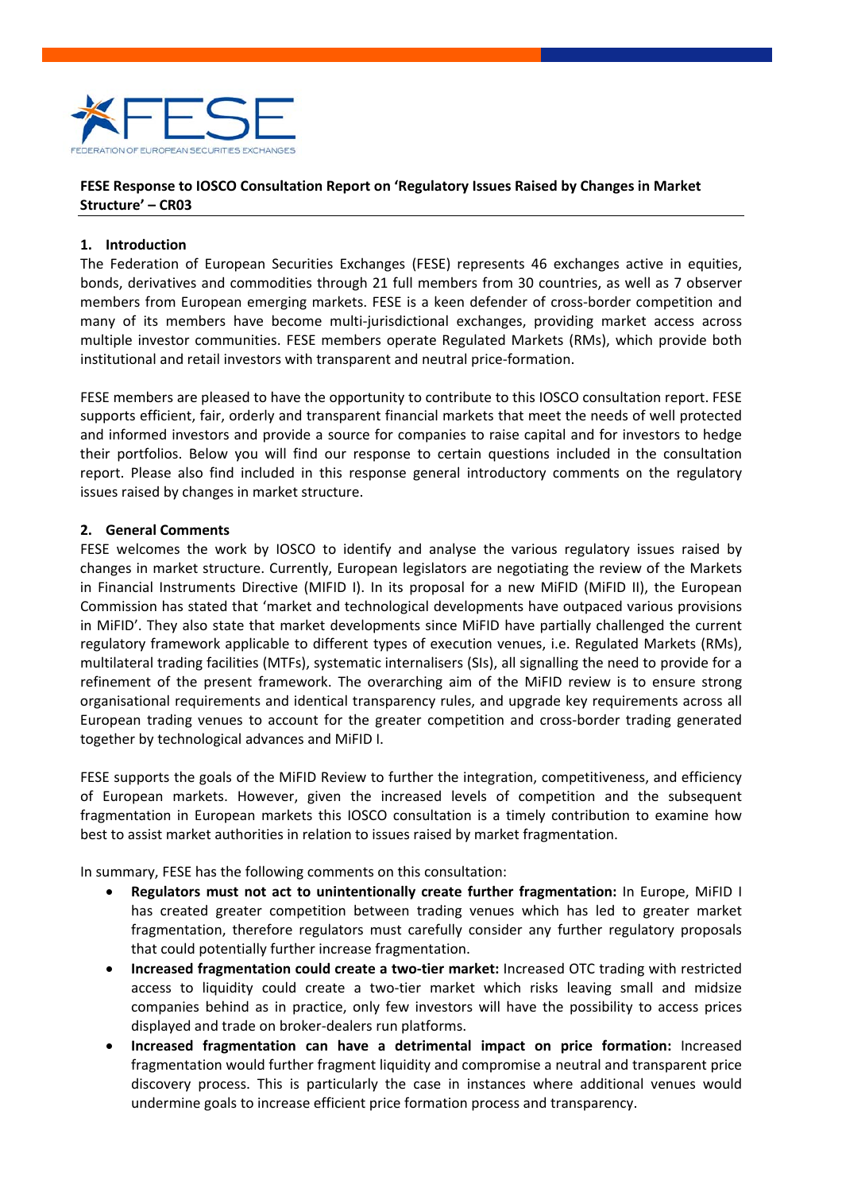FEDERATION OF EUROPEAN SECURITIES EXCHANGES

**FESE Response to IOSCO Consultation Report on 'Regulatory Issues Raised by Changes in Market Structure' – CR03**

## 1. Introduction

The Federation of European Securities Exchanges (FESE) represents 46 exchanges active in equities, bonds, derivatives and commodities through 21 full members from 30 countries, as well as 7 observer members from European emerging markets. FESE is a keen defender of cross-border competition and many of its members have become multi-jurisdictional exchanges, providing market access across multiple investor communities. FESE members operate Regulated Markets (RMs), which provide both institutional and retail investors with transparent and neutral price-formation.

FESE members are pleased to have the opportunity to contribute to this IOSCO consultation report. FESE supports efficient, fair, orderly and transparent financial markets that meet the needs of well protected and informed investors and provide a source for companies to raise capital and for investors to hedge their portfolios. Below you will find our response to certain questions included in the consultation report. Please also find included in this response general introductory comments on the regulatory issues raised by changes in market structure.

## 2. General Comments

FESE welcomes the work by IOSCO to identify and analyse the various regulatory issues raised by changes in market structure. Currently, European legislators are negotiating the review of the Markets in Financial Instruments Directive (MIFID I). In its proposal for a new MiFID (MiFID II), the European Commission has stated that 'market and technological developments have outpaced various provisions in MiFID'. They also state that market developments since MiFID have partially challenged the current regulatory framework applicable to different types of execution venues, i.e. Regulated Markets (RMs), multilateral trading facilities (MTFs), systematic internalisers (SIs), all signalling the need to provide for a refinement of the present framework. The overarching aim of the MiFID review is to ensure strong organisational requirements and identical transparency rules, and upgrade key requirements across all European trading venues to account for the greater competition and cross-border trading generated together by technological advances and MiFID I.

FESE supports the goals of the MiFID Review to further the integration, competitiveness, and efficiency of European markets. However, given the increased levels of competition and the subsequent fragmentation in European markets this IOSCO consultation is a timely contribution to examine how best to assist market authorities in relation to issues raised by market fragmentation.

In summary, FESE has the following comments on this consultation:

- **Regulators must not act to unintentionally create further fragmentation:** In Europe, MiFID I has created greater competition between trading venues which has led to greater market fragmentation, therefore regulators must carefully consider any further regulatory proposals that could potentially further increase fragmentation.
- **Increased fragmentation could create a two-tier market:** Increased OTC trading with restricted access to liquidity could create a two-tier market which risks leaving small and midsize companies behind as in practice, only few investors will have the possibility to access prices displayed and trade on broker-dealers run platforms.
- **Increased fragmentation can have a detrimental impact on price formation:** Increased fragmentation would further fragment liquidity and compromise a neutral and transparent price discovery process. This is particularly the case in instances where additional venues would undermine goals to increase efficient price formation process and transparency.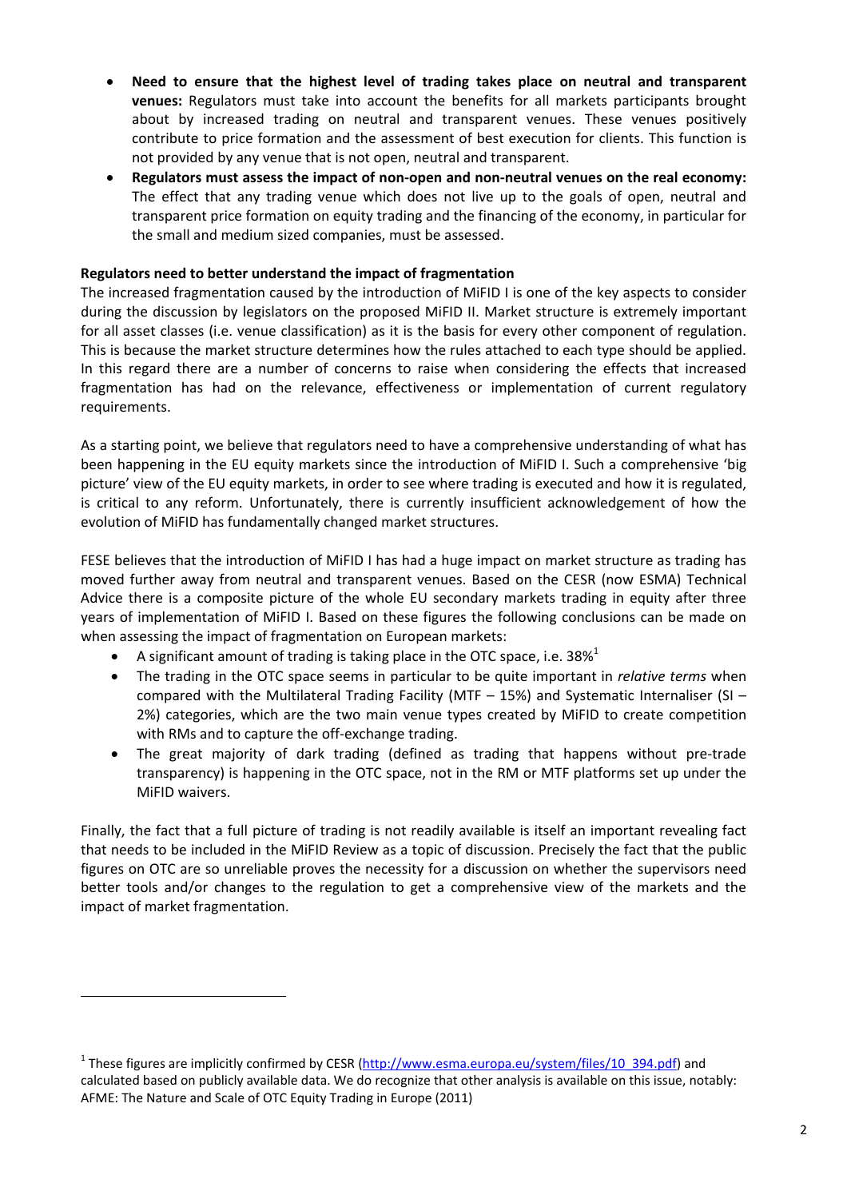- **Need to ensure that the highest level of trading takes place on neutral and transparent venues:** Regulators must take into account the benefits for all markets participants brought about by increased trading on neutral and transparent venues. These venues positively contribute to price formation and the assessment of best execution for clients. This function is not provided by any venue that is not open, neutral and transparent.
- **Regulators must assess the impact of non-open and non-neutral venues on the real economy:** The effect that any trading venue which does not live up to the goals of open, neutral and transparent price formation on equity trading and the financing of the economy, in particular for the small and medium sized companies, must be assessed.

**Regulators need to better understand the impact of fragmentation**

The increased fragmentation caused by the introduction of MiFID I is one of the key aspects to consider during the discussion by legislators on the proposed MiFID II. Market structure is extremely important for all asset classes (i.e. venue classification) as it is the basis for every other component of regulation. This is because the market structure determines how the rules attached to each type should be applied. In this regard there are a number of concerns to raise when considering the effects that increased fragmentation has had on the relevance, effectiveness or implementation of current regulatory requirements.

As a starting point, we believe that regulators need to have a comprehensive understanding of what has been happening in the EU equity markets since the introduction of MiFID I. Such a comprehensive 'big picture' view of the EU equity markets, in order to see where trading is executed and how it is regulated, is critical to any reform. Unfortunately, there is currently insufficient acknowledgement of how the evolution of MiFID has fundamentally changed market structures.

FESE believes that the introduction of MiFID I has had a huge impact on market structure as trading has moved further away from neutral and transparent venues. Based on the CESR (now ESMA) Technical Advice there is a composite picture of the whole EU secondary markets trading in equity after three years of implementation of MiFID I. Based on these figures the following conclusions can be made on when assessing the impact of fragmentation on European markets:

- A significant amount of trading is taking place in the OTC space, i.e. 38%[1]
- The trading in the OTC space seems in particular to be quite important in *relative terms* when compared with the Multilateral Trading Facility (MTF – 15%) and Systematic Internaliser (SI – 2%) categories, which are the two main venue types created by MiFID to create competition with RMs and to capture the off-exchange trading.
- The great majority of dark trading (defined as trading that happens without pre-trade transparency) is happening in the OTC space, not in the RM or MTF platforms set up under the MiFID waivers.

Finally, the fact that a full picture of trading is not readily available is itself an important revealing fact that needs to be included in the MiFID Review as a topic of discussion. Precisely the fact that the public figures on OTC are so unreliable proves the necessity for a discussion on whether the supervisors need better tools and/or changes to the regulation to get a comprehensive view of the markets and the impact of market fragmentation.

---

[1] These figures are implicitly confirmed by CESR (http://www.esma.europa.eu/system/files/10_394.pdf) and calculated based on publicly available data. We do recognize that other analysis is available on this issue, notably: AFME: The Nature and Scale of OTC Equity Trading in Europe (2011)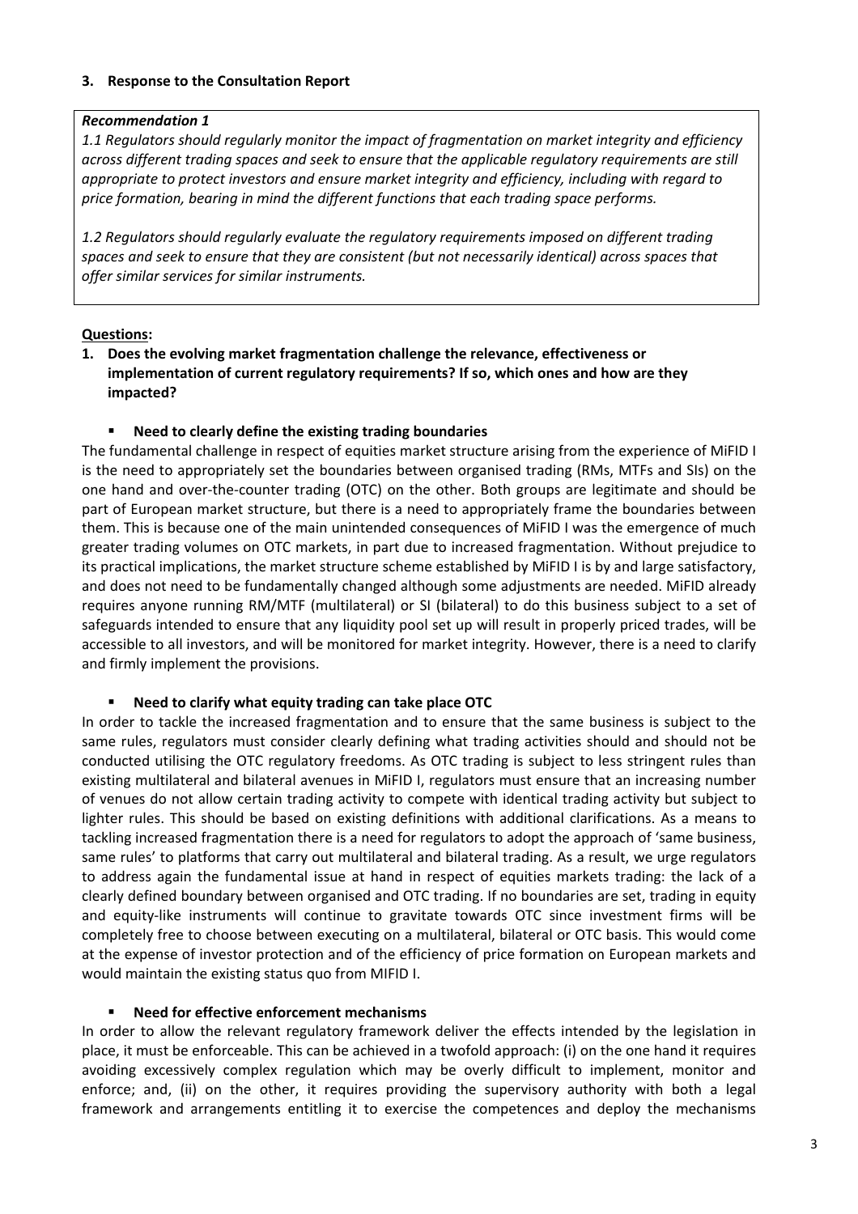### 3. Response to the Consultation Report

> ***Recommendation 1***
>
> *1.1 Regulators should regularly monitor the impact of fragmentation on market integrity and efficiency across different trading spaces and seek to ensure that the applicable regulatory requirements are still appropriate to protect investors and ensure market integrity and efficiency, including with regard to price formation, bearing in mind the different functions that each trading space performs.*
>
> *1.2 Regulators should regularly evaluate the regulatory requirements imposed on different trading spaces and seek to ensure that they are consistent (but not necessarily identical) across spaces that offer similar services for similar instruments.*

**Questions:**

1. **Does the evolving market fragmentation challenge the relevance, effectiveness or implementation of current regulatory requirements? If so, which ones and how are they impacted?**

- **Need to clearly define the existing trading boundaries**

The fundamental challenge in respect of equities market structure arising from the experience of MiFID I is the need to appropriately set the boundaries between organised trading (RMs, MTFs and SIs) on the one hand and over-the-counter trading (OTC) on the other. Both groups are legitimate and should be part of European market structure, but there is a need to appropriately frame the boundaries between them. This is because one of the main unintended consequences of MiFID I was the emergence of much greater trading volumes on OTC markets, in part due to increased fragmentation. Without prejudice to its practical implications, the market structure scheme established by MiFID I is by and large satisfactory, and does not need to be fundamentally changed although some adjustments are needed. MiFID already requires anyone running RM/MTF (multilateral) or SI (bilateral) to do this business subject to a set of safeguards intended to ensure that any liquidity pool set up will result in properly priced trades, will be accessible to all investors, and will be monitored for market integrity. However, there is a need to clarify and firmly implement the provisions.

- **Need to clarify what equity trading can take place OTC**

In order to tackle the increased fragmentation and to ensure that the same business is subject to the same rules, regulators must consider clearly defining what trading activities should and should not be conducted utilising the OTC regulatory freedoms. As OTC trading is subject to less stringent rules than existing multilateral and bilateral avenues in MiFID I, regulators must ensure that an increasing number of venues do not allow certain trading activity to compete with identical trading activity but subject to lighter rules. This should be based on existing definitions with additional clarifications. As a means to tackling increased fragmentation there is a need for regulators to adopt the approach of 'same business, same rules' to platforms that carry out multilateral and bilateral trading. As a result, we urge regulators to address again the fundamental issue at hand in respect of equities markets trading: the lack of a clearly defined boundary between organised and OTC trading. If no boundaries are set, trading in equity and equity-like instruments will continue to gravitate towards OTC since investment firms will be completely free to choose between executing on a multilateral, bilateral or OTC basis. This would come at the expense of investor protection and of the efficiency of price formation on European markets and would maintain the existing status quo from MIFID I.

- **Need for effective enforcement mechanisms**

In order to allow the relevant regulatory framework deliver the effects intended by the legislation in place, it must be enforceable. This can be achieved in a twofold approach: (i) on the one hand it requires avoiding excessively complex regulation which may be overly difficult to implement, monitor and enforce; and, (ii) on the other, it requires providing the supervisory authority with both a legal framework and arrangements entitling it to exercise the competences and deploy the mechanisms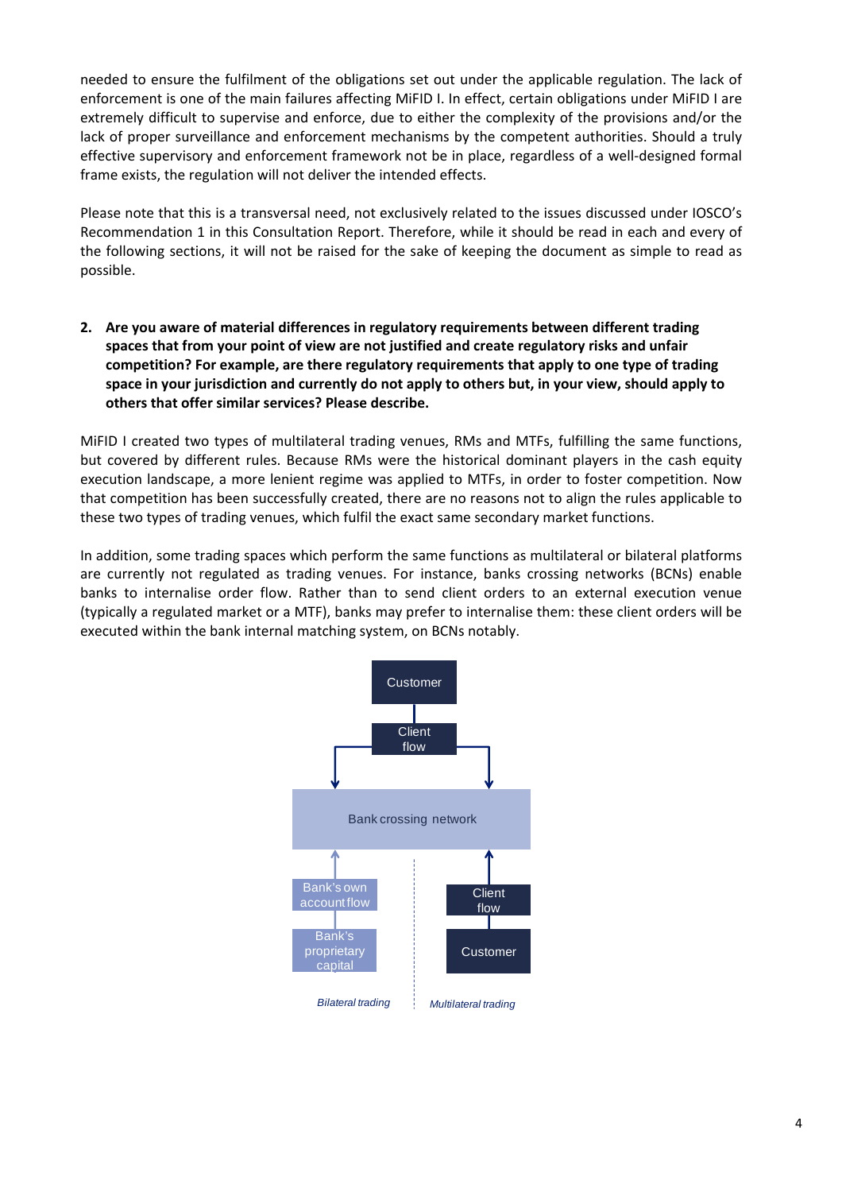needed to ensure the fulfilment of the obligations set out under the applicable regulation. The lack of enforcement is one of the main failures affecting MiFID I. In effect, certain obligations under MiFID I are extremely difficult to supervise and enforce, due to either the complexity of the provisions and/or the lack of proper surveillance and enforcement mechanisms by the competent authorities. Should a truly effective supervisory and enforcement framework not be in place, regardless of a well-designed formal frame exists, the regulation will not deliver the intended effects.

Please note that this is a transversal need, not exclusively related to the issues discussed under IOSCO's Recommendation 1 in this Consultation Report. Therefore, while it should be read in each and every of the following sections, it will not be raised for the sake of keeping the document as simple to read as possible.

**2. Are you aware of material differences in regulatory requirements between different trading spaces that from your point of view are not justified and create regulatory risks and unfair competition? For example, are there regulatory requirements that apply to one type of trading space in your jurisdiction and currently do not apply to others but, in your view, should apply to others that offer similar services? Please describe.**

MiFID I created two types of multilateral trading venues, RMs and MTFs, fulfilling the same functions, but covered by different rules. Because RMs were the historical dominant players in the cash equity execution landscape, a more lenient regime was applied to MTFs, in order to foster competition. Now that competition has been successfully created, there are no reasons not to align the rules applicable to these two types of trading venues, which fulfil the exact same secondary market functions.

In addition, some trading spaces which perform the same functions as multilateral or bilateral platforms are currently not regulated as trading venues. For instance, banks crossing networks (BCNs) enable banks to internalise order flow. Rather than to send client orders to an external execution venue (typically a regulated market or a MTF), banks may prefer to internalise them: these client orders will be executed within the bank internal matching system, on BCNs notably.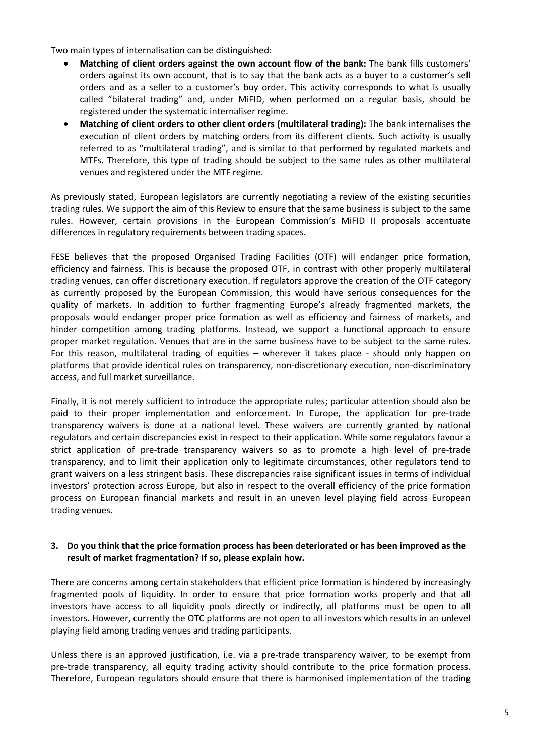Two main types of internalisation can be distinguished:

- **Matching of client orders against the own account flow of the bank:** The bank fills customers' orders against its own account, that is to say that the bank acts as a buyer to a customer's sell orders and as a seller to a customer's buy order. This activity corresponds to what is usually called "bilateral trading" and, under MiFID, when performed on a regular basis, should be registered under the systematic internaliser regime.
- **Matching of client orders to other client orders (multilateral trading):** The bank internalises the execution of client orders by matching orders from its different clients. Such activity is usually referred to as "multilateral trading", and is similar to that performed by regulated markets and MTFs. Therefore, this type of trading should be subject to the same rules as other multilateral venues and registered under the MTF regime.

As previously stated, European legislators are currently negotiating a review of the existing securities trading rules. We support the aim of this Review to ensure that the same business is subject to the same rules. However, certain provisions in the European Commission's MiFID II proposals accentuate differences in regulatory requirements between trading spaces.

FESE believes that the proposed Organised Trading Facilities (OTF) will endanger price formation, efficiency and fairness. This is because the proposed OTF, in contrast with other properly multilateral trading venues, can offer discretionary execution. If regulators approve the creation of the OTF category as currently proposed by the European Commission, this would have serious consequences for the quality of markets. In addition to further fragmenting Europe's already fragmented markets, the proposals would endanger proper price formation as well as efficiency and fairness of markets, and hinder competition among trading platforms. Instead, we support a functional approach to ensure proper market regulation. Venues that are in the same business have to be subject to the same rules. For this reason, multilateral trading of equities – wherever it takes place - should only happen on platforms that provide identical rules on transparency, non-discretionary execution, non-discriminatory access, and full market surveillance.

Finally, it is not merely sufficient to introduce the appropriate rules; particular attention should also be paid to their proper implementation and enforcement. In Europe, the application for pre-trade transparency waivers is done at a national level. These waivers are currently granted by national regulators and certain discrepancies exist in respect to their application. While some regulators favour a strict application of pre-trade transparency waivers so as to promote a high level of pre-trade transparency, and to limit their application only to legitimate circumstances, other regulators tend to grant waivers on a less stringent basis. These discrepancies raise significant issues in terms of individual investors' protection across Europe, but also in respect to the overall efficiency of the price formation process on European financial markets and result in an uneven level playing field across European trading venues.

**3. Do you think that the price formation process has been deteriorated or has been improved as the result of market fragmentation? If so, please explain how.**

There are concerns among certain stakeholders that efficient price formation is hindered by increasingly fragmented pools of liquidity. In order to ensure that price formation works properly and that all investors have access to all liquidity pools directly or indirectly, all platforms must be open to all investors. However, currently the OTC platforms are not open to all investors which results in an unlevel playing field among trading venues and trading participants.

Unless there is an approved justification, i.e. via a pre-trade transparency waiver, to be exempt from pre-trade transparency, all equity trading activity should contribute to the price formation process. Therefore, European regulators should ensure that there is harmonised implementation of the trading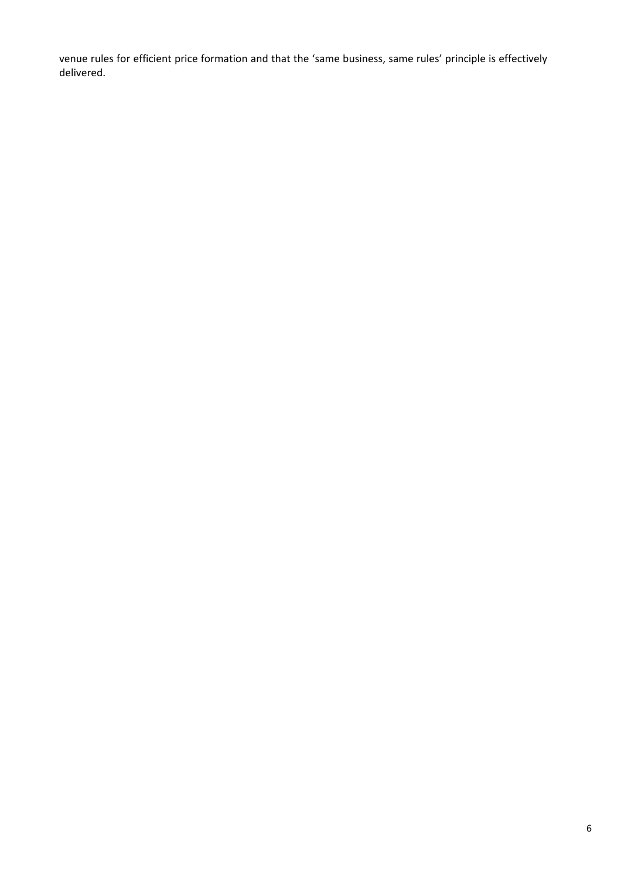venue rules for efficient price formation and that the 'same business, same rules' principle is effectively delivered.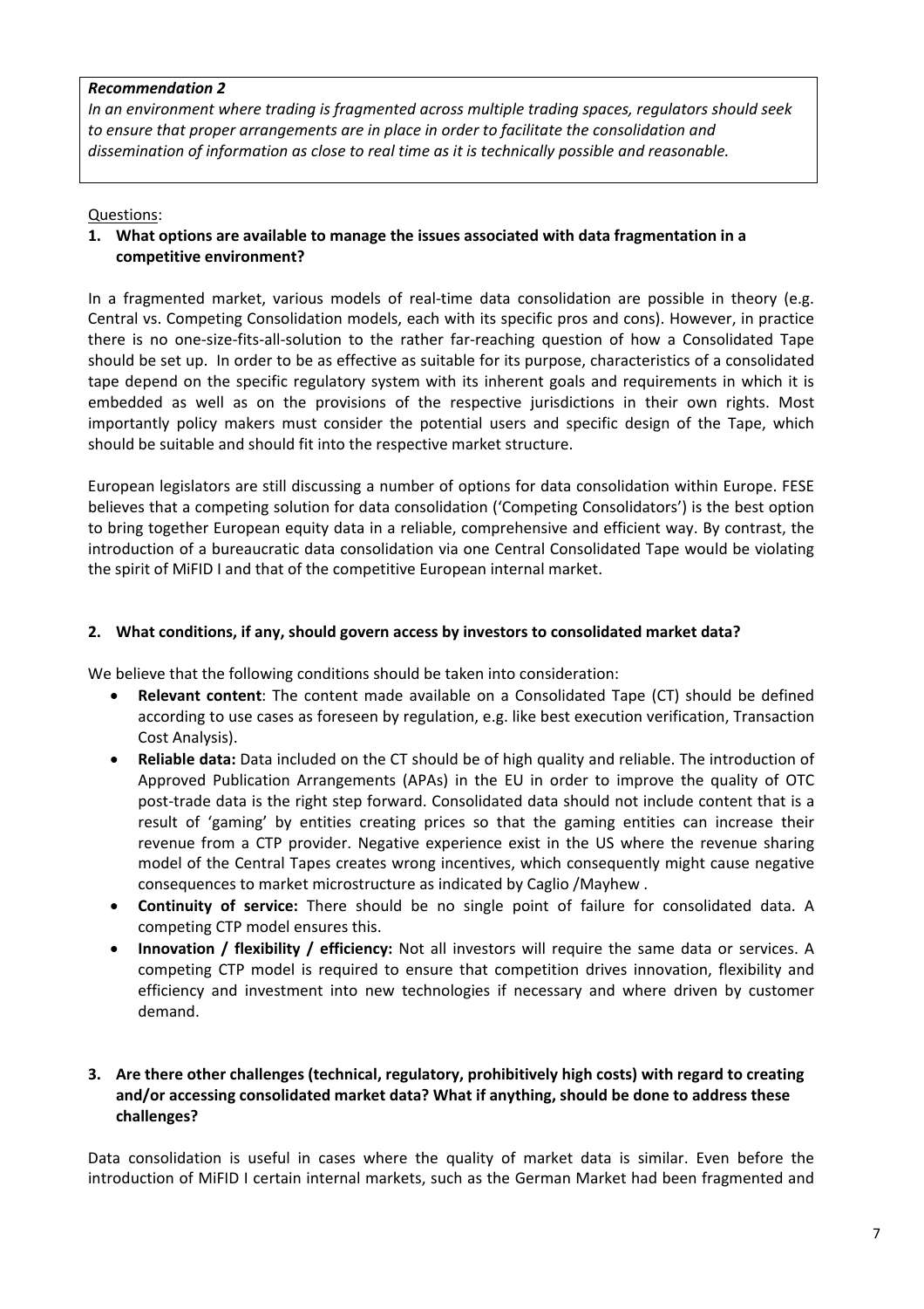***Recommendation 2***

*In an environment where trading is fragmented across multiple trading spaces, regulators should seek to ensure that proper arrangements are in place in order to facilitate the consolidation and dissemination of information as close to real time as it is technically possible and reasonable.*

Questions:

**1. What options are available to manage the issues associated with data fragmentation in a competitive environment?**

In a fragmented market, various models of real-time data consolidation are possible in theory (e.g. Central vs. Competing Consolidation models, each with its specific pros and cons). However, in practice there is no one-size-fits-all-solution to the rather far-reaching question of how a Consolidated Tape should be set up. In order to be as effective as suitable for its purpose, characteristics of a consolidated tape depend on the specific regulatory system with its inherent goals and requirements in which it is embedded as well as on the provisions of the respective jurisdictions in their own rights. Most importantly policy makers must consider the potential users and specific design of the Tape, which should be suitable and should fit into the respective market structure.

European legislators are still discussing a number of options for data consolidation within Europe. FESE believes that a competing solution for data consolidation ('Competing Consolidators') is the best option to bring together European equity data in a reliable, comprehensive and efficient way. By contrast, the introduction of a bureaucratic data consolidation via one Central Consolidated Tape would be violating the spirit of MiFID I and that of the competitive European internal market.

**2. What conditions, if any, should govern access by investors to consolidated market data?**

We believe that the following conditions should be taken into consideration:

- **Relevant content**: The content made available on a Consolidated Tape (CT) should be defined according to use cases as foreseen by regulation, e.g. like best execution verification, Transaction Cost Analysis).
- **Reliable data:** Data included on the CT should be of high quality and reliable. The introduction of Approved Publication Arrangements (APAs) in the EU in order to improve the quality of OTC post-trade data is the right step forward. Consolidated data should not include content that is a result of 'gaming' by entities creating prices so that the gaming entities can increase their revenue from a CTP provider. Negative experience exist in the US where the revenue sharing model of the Central Tapes creates wrong incentives, which consequently might cause negative consequences to market microstructure as indicated by Caglio /Mayhew .
- **Continuity of service:** There should be no single point of failure for consolidated data. A competing CTP model ensures this.
- **Innovation / flexibility / efficiency:** Not all investors will require the same data or services. A competing CTP model is required to ensure that competition drives innovation, flexibility and efficiency and investment into new technologies if necessary and where driven by customer demand.

**3. Are there other challenges (technical, regulatory, prohibitively high costs) with regard to creating and/or accessing consolidated market data? What if anything, should be done to address these challenges?**

Data consolidation is useful in cases where the quality of market data is similar. Even before the introduction of MiFID I certain internal markets, such as the German Market had been fragmented and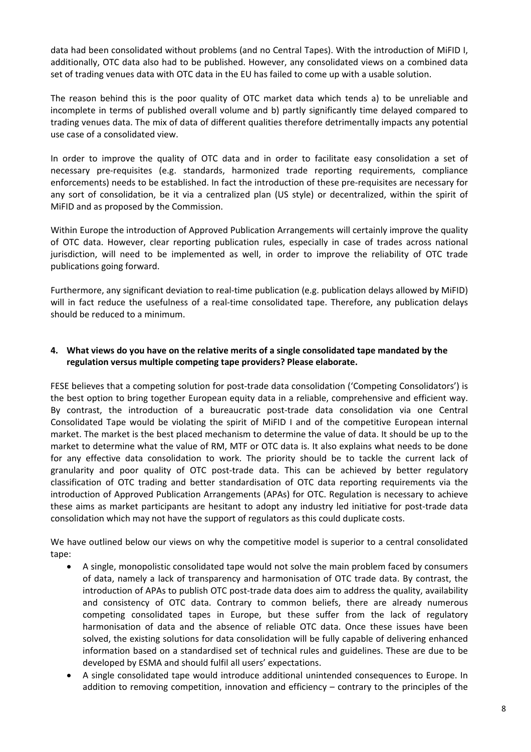data had been consolidated without problems (and no Central Tapes). With the introduction of MiFID I, additionally, OTC data also had to be published. However, any consolidated views on a combined data set of trading venues data with OTC data in the EU has failed to come up with a usable solution.

The reason behind this is the poor quality of OTC market data which tends a) to be unreliable and incomplete in terms of published overall volume and b) partly significantly time delayed compared to trading venues data. The mix of data of different qualities therefore detrimentally impacts any potential use case of a consolidated view.

In order to improve the quality of OTC data and in order to facilitate easy consolidation a set of necessary pre-requisites (e.g. standards, harmonized trade reporting requirements, compliance enforcements) needs to be established. In fact the introduction of these pre-requisites are necessary for any sort of consolidation, be it via a centralized plan (US style) or decentralized, within the spirit of MiFID and as proposed by the Commission.

Within Europe the introduction of Approved Publication Arrangements will certainly improve the quality of OTC data. However, clear reporting publication rules, especially in case of trades across national jurisdiction, will need to be implemented as well, in order to improve the reliability of OTC trade publications going forward.

Furthermore, any significant deviation to real-time publication (e.g. publication delays allowed by MiFID) will in fact reduce the usefulness of a real-time consolidated tape. Therefore, any publication delays should be reduced to a minimum.

**4. What views do you have on the relative merits of a single consolidated tape mandated by the regulation versus multiple competing tape providers? Please elaborate.**

FESE believes that a competing solution for post-trade data consolidation ('Competing Consolidators') is the best option to bring together European equity data in a reliable, comprehensive and efficient way. By contrast, the introduction of a bureaucratic post-trade data consolidation via one Central Consolidated Tape would be violating the spirit of MiFID I and of the competitive European internal market. The market is the best placed mechanism to determine the value of data. It should be up to the market to determine what the value of RM, MTF or OTC data is. It also explains what needs to be done for any effective data consolidation to work. The priority should be to tackle the current lack of granularity and poor quality of OTC post-trade data. This can be achieved by better regulatory classification of OTC trading and better standardisation of OTC data reporting requirements via the introduction of Approved Publication Arrangements (APAs) for OTC. Regulation is necessary to achieve these aims as market participants are hesitant to adopt any industry led initiative for post-trade data consolidation which may not have the support of regulators as this could duplicate costs.

We have outlined below our views on why the competitive model is superior to a central consolidated tape:

- A single, monopolistic consolidated tape would not solve the main problem faced by consumers of data, namely a lack of transparency and harmonisation of OTC trade data. By contrast, the introduction of APAs to publish OTC post-trade data does aim to address the quality, availability and consistency of OTC data. Contrary to common beliefs, there are already numerous competing consolidated tapes in Europe, but these suffer from the lack of regulatory harmonisation of data and the absence of reliable OTC data. Once these issues have been solved, the existing solutions for data consolidation will be fully capable of delivering enhanced information based on a standardised set of technical rules and guidelines. These are due to be developed by ESMA and should fulfil all users' expectations.
- A single consolidated tape would introduce additional unintended consequences to Europe. In addition to removing competition, innovation and efficiency – contrary to the principles of the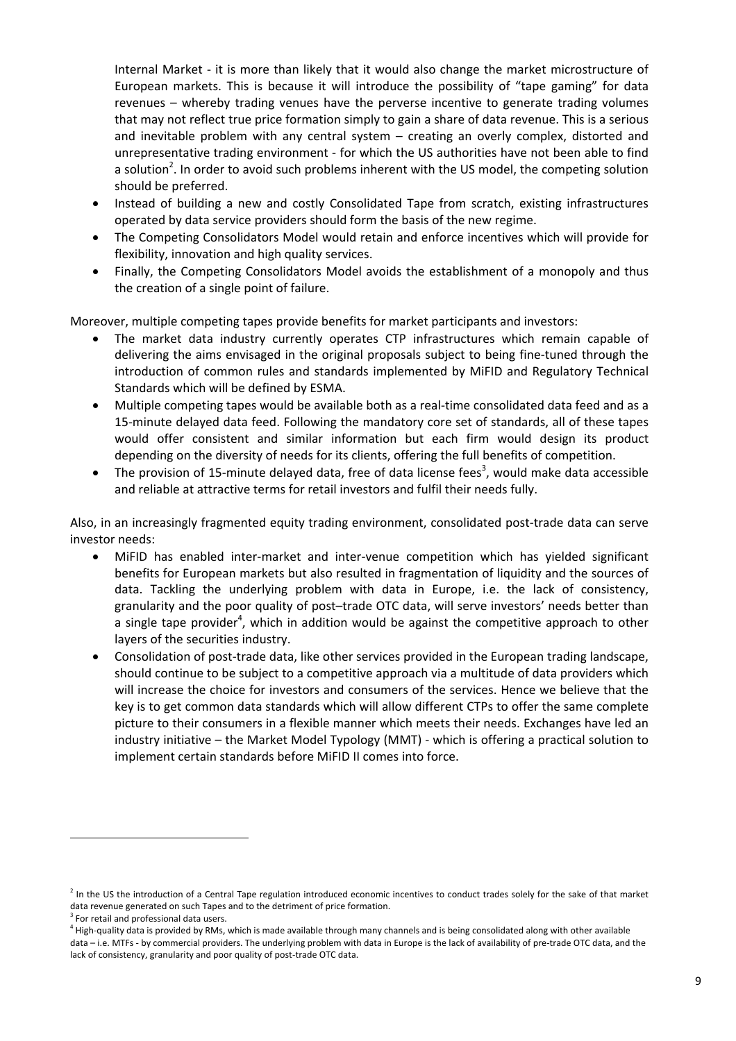Internal Market - it is more than likely that it would also change the market microstructure of European markets. This is because it will introduce the possibility of "tape gaming" for data revenues – whereby trading venues have the perverse incentive to generate trading volumes that may not reflect true price formation simply to gain a share of data revenue. This is a serious and inevitable problem with any central system – creating an overly complex, distorted and unrepresentative trading environment - for which the US authorities have not been able to find a solution[2]. In order to avoid such problems inherent with the US model, the competing solution should be preferred.

- Instead of building a new and costly Consolidated Tape from scratch, existing infrastructures operated by data service providers should form the basis of the new regime.
- The Competing Consolidators Model would retain and enforce incentives which will provide for flexibility, innovation and high quality services.
- Finally, the Competing Consolidators Model avoids the establishment of a monopoly and thus the creation of a single point of failure.

Moreover, multiple competing tapes provide benefits for market participants and investors:

- The market data industry currently operates CTP infrastructures which remain capable of delivering the aims envisaged in the original proposals subject to being fine-tuned through the introduction of common rules and standards implemented by MiFID and Regulatory Technical Standards which will be defined by ESMA.
- Multiple competing tapes would be available both as a real-time consolidated data feed and as a 15-minute delayed data feed. Following the mandatory core set of standards, all of these tapes would offer consistent and similar information but each firm would design its product depending on the diversity of needs for its clients, offering the full benefits of competition.
- The provision of 15-minute delayed data, free of data license fees[3], would make data accessible and reliable at attractive terms for retail investors and fulfil their needs fully.

Also, in an increasingly fragmented equity trading environment, consolidated post-trade data can serve investor needs:

- MiFID has enabled inter-market and inter-venue competition which has yielded significant benefits for European markets but also resulted in fragmentation of liquidity and the sources of data. Tackling the underlying problem with data in Europe, i.e. the lack of consistency, granularity and the poor quality of post–trade OTC data, will serve investors' needs better than a single tape provider[4], which in addition would be against the competitive approach to other layers of the securities industry.
- Consolidation of post-trade data, like other services provided in the European trading landscape, should continue to be subject to a competitive approach via a multitude of data providers which will increase the choice for investors and consumers of the services. Hence we believe that the key is to get common data standards which will allow different CTPs to offer the same complete picture to their consumers in a flexible manner which meets their needs. Exchanges have led an industry initiative – the Market Model Typology (MMT) - which is offering a practical solution to implement certain standards before MiFID II comes into force.

---

[2] In the US the introduction of a Central Tape regulation introduced economic incentives to conduct trades solely for the sake of that market data revenue generated on such Tapes and to the detriment of price formation.

[3] For retail and professional data users.

[4] High-quality data is provided by RMs, which is made available through many channels and is being consolidated along with other available data – i.e. MTFs - by commercial providers. The underlying problem with data in Europe is the lack of availability of pre-trade OTC data, and the lack of consistency, granularity and poor quality of post-trade OTC data.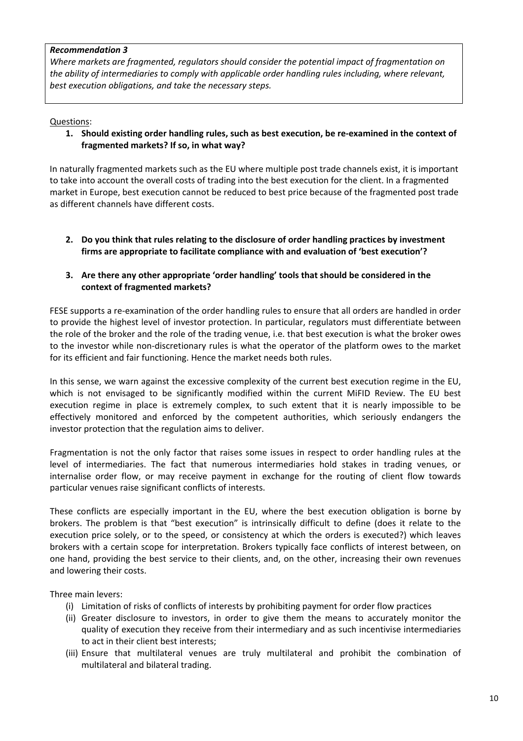***Recommendation 3***

*Where markets are fragmented, regulators should consider the potential impact of fragmentation on the ability of intermediaries to comply with applicable order handling rules including, where relevant, best execution obligations, and take the necessary steps.*

<u>Questions</u>:

1. **Should existing order handling rules, such as best execution, be re-examined in the context of fragmented markets? If so, in what way?**

In naturally fragmented markets such as the EU where multiple post trade channels exist, it is important to take into account the overall costs of trading into the best execution for the client. In a fragmented market in Europe, best execution cannot be reduced to best price because of the fragmented post trade as different channels have different costs.

2. **Do you think that rules relating to the disclosure of order handling practices by investment firms are appropriate to facilitate compliance with and evaluation of 'best execution'?**

3. **Are there any other appropriate 'order handling' tools that should be considered in the context of fragmented markets?**

FESE supports a re-examination of the order handling rules to ensure that all orders are handled in order to provide the highest level of investor protection. In particular, regulators must differentiate between the role of the broker and the role of the trading venue, i.e. that best execution is what the broker owes to the investor while non-discretionary rules is what the operator of the platform owes to the market for its efficient and fair functioning. Hence the market needs both rules.

In this sense, we warn against the excessive complexity of the current best execution regime in the EU, which is not envisaged to be significantly modified within the current MiFID Review. The EU best execution regime in place is extremely complex, to such extent that it is nearly impossible to be effectively monitored and enforced by the competent authorities, which seriously endangers the investor protection that the regulation aims to deliver.

Fragmentation is not the only factor that raises some issues in respect to order handling rules at the level of intermediaries. The fact that numerous intermediaries hold stakes in trading venues, or internalise order flow, or may receive payment in exchange for the routing of client flow towards particular venues raise significant conflicts of interests.

These conflicts are especially important in the EU, where the best execution obligation is borne by brokers. The problem is that "best execution" is intrinsically difficult to define (does it relate to the execution price solely, or to the speed, or consistency at which the orders is executed?) which leaves brokers with a certain scope for interpretation. Brokers typically face conflicts of interest between, on one hand, providing the best service to their clients, and, on the other, increasing their own revenues and lowering their costs.

Three main levers:

(i) Limitation of risks of conflicts of interests by prohibiting payment for order flow practices
(ii) Greater disclosure to investors, in order to give them the means to accurately monitor the quality of execution they receive from their intermediary and as such incentivise intermediaries to act in their client best interests;
(iii) Ensure that multilateral venues are truly multilateral and prohibit the combination of multilateral and bilateral trading.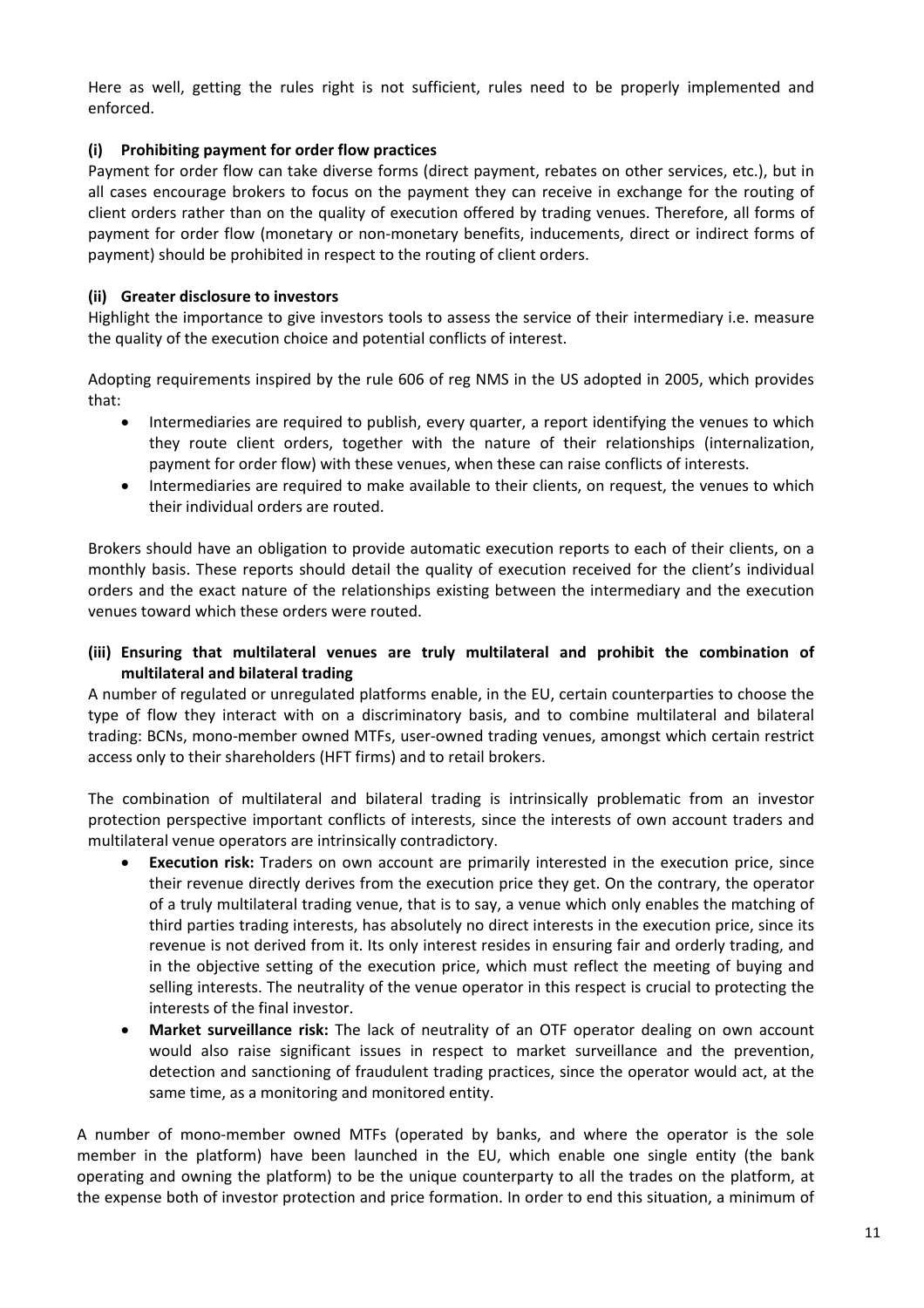Here as well, getting the rules right is not sufficient, rules need to be properly implemented and enforced.

**(i) Prohibiting payment for order flow practices**

Payment for order flow can take diverse forms (direct payment, rebates on other services, etc.), but in all cases encourage brokers to focus on the payment they can receive in exchange for the routing of client orders rather than on the quality of execution offered by trading venues. Therefore, all forms of payment for order flow (monetary or non-monetary benefits, inducements, direct or indirect forms of payment) should be prohibited in respect to the routing of client orders.

**(ii) Greater disclosure to investors**

Highlight the importance to give investors tools to assess the service of their intermediary i.e. measure the quality of the execution choice and potential conflicts of interest.

Adopting requirements inspired by the rule 606 of reg NMS in the US adopted in 2005, which provides that:

- Intermediaries are required to publish, every quarter, a report identifying the venues to which they route client orders, together with the nature of their relationships (internalization, payment for order flow) with these venues, when these can raise conflicts of interests.
- Intermediaries are required to make available to their clients, on request, the venues to which their individual orders are routed.

Brokers should have an obligation to provide automatic execution reports to each of their clients, on a monthly basis. These reports should detail the quality of execution received for the client's individual orders and the exact nature of the relationships existing between the intermediary and the execution venues toward which these orders were routed.

**(iii) Ensuring that multilateral venues are truly multilateral and prohibit the combination of multilateral and bilateral trading**

A number of regulated or unregulated platforms enable, in the EU, certain counterparties to choose the type of flow they interact with on a discriminatory basis, and to combine multilateral and bilateral trading: BCNs, mono-member owned MTFs, user-owned trading venues, amongst which certain restrict access only to their shareholders (HFT firms) and to retail brokers.

The combination of multilateral and bilateral trading is intrinsically problematic from an investor protection perspective important conflicts of interests, since the interests of own account traders and multilateral venue operators are intrinsically contradictory.

- **Execution risk:** Traders on own account are primarily interested in the execution price, since their revenue directly derives from the execution price they get. On the contrary, the operator of a truly multilateral trading venue, that is to say, a venue which only enables the matching of third parties trading interests, has absolutely no direct interests in the execution price, since its revenue is not derived from it. Its only interest resides in ensuring fair and orderly trading, and in the objective setting of the execution price, which must reflect the meeting of buying and selling interests. The neutrality of the venue operator in this respect is crucial to protecting the interests of the final investor.
- **Market surveillance risk:** The lack of neutrality of an OTF operator dealing on own account would also raise significant issues in respect to market surveillance and the prevention, detection and sanctioning of fraudulent trading practices, since the operator would act, at the same time, as a monitoring and monitored entity.

A number of mono-member owned MTFs (operated by banks, and where the operator is the sole member in the platform) have been launched in the EU, which enable one single entity (the bank operating and owning the platform) to be the unique counterparty to all the trades on the platform, at the expense both of investor protection and price formation. In order to end this situation, a minimum of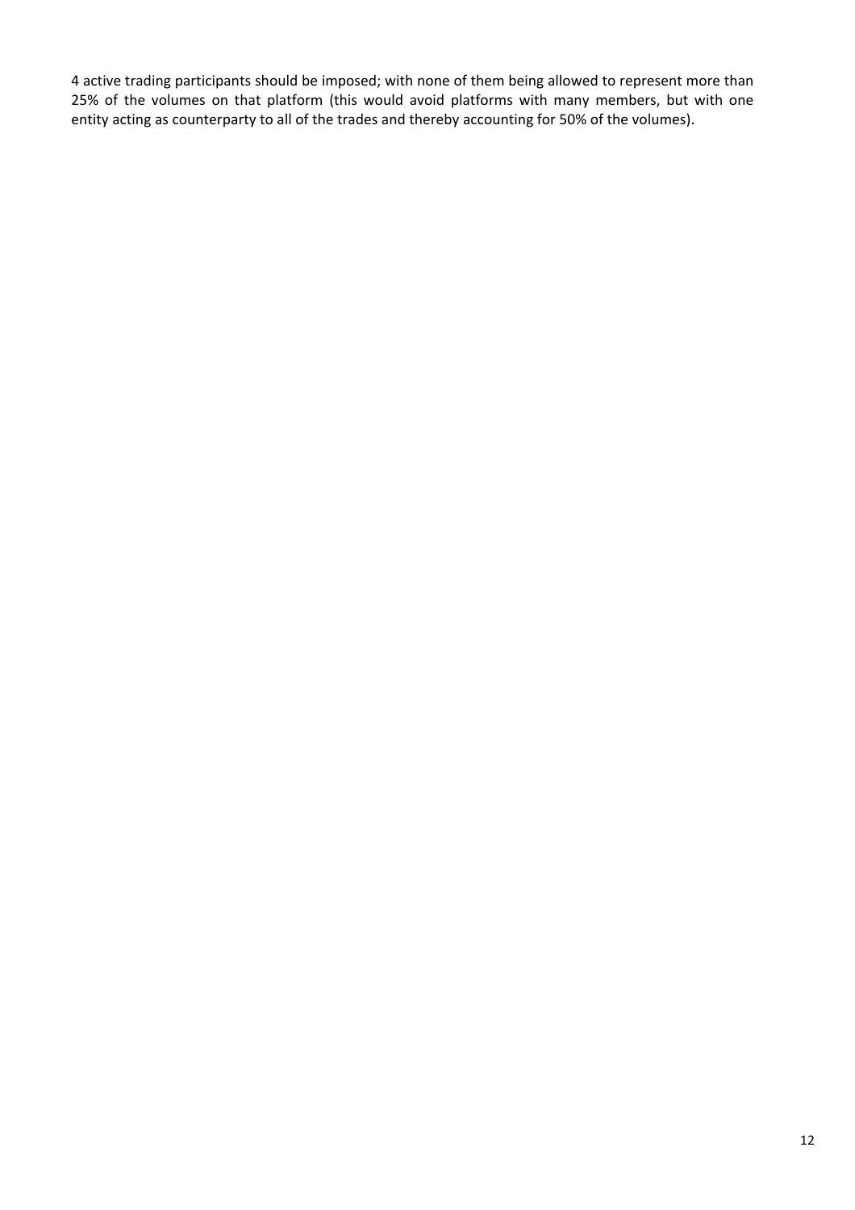4 active trading participants should be imposed; with none of them being allowed to represent more than 25% of the volumes on that platform (this would avoid platforms with many members, but with one entity acting as counterparty to all of the trades and thereby accounting for 50% of the volumes).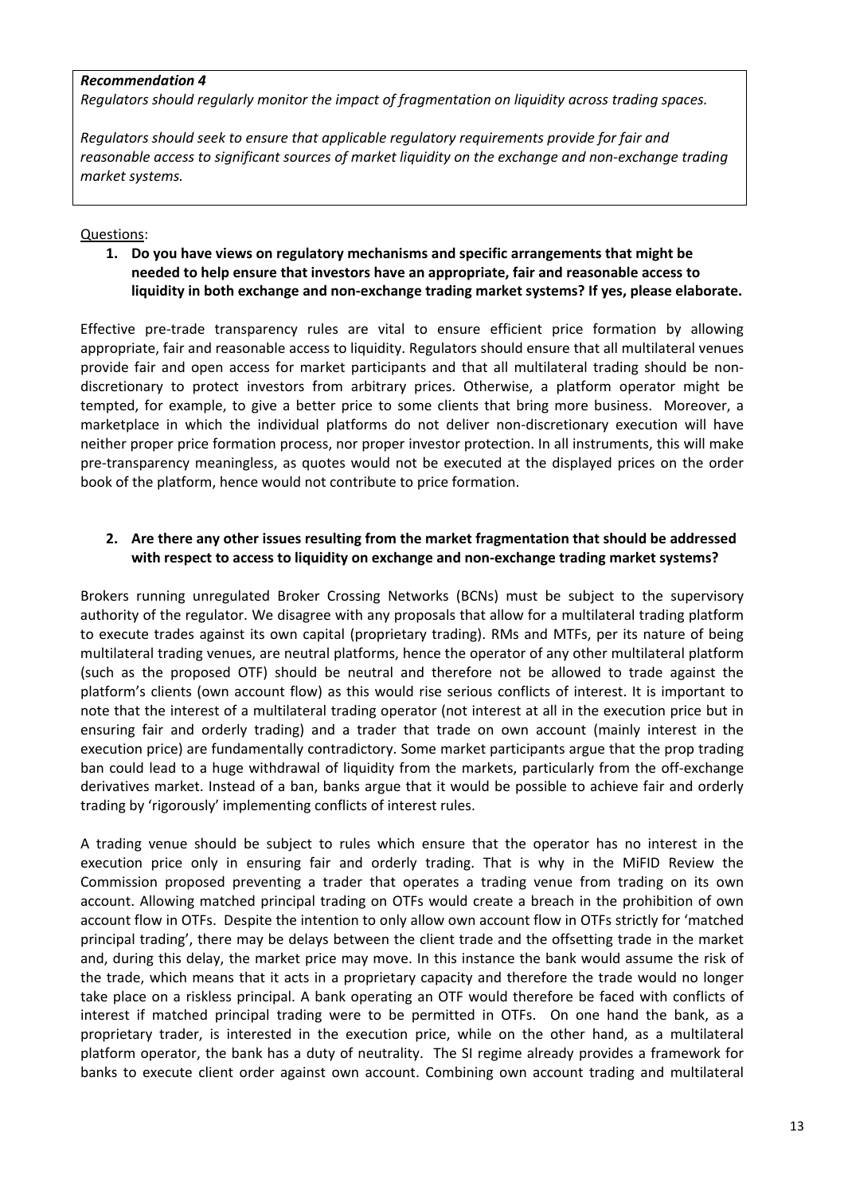***Recommendation 4***

*Regulators should regularly monitor the impact of fragmentation on liquidity across trading spaces.*

*Regulators should seek to ensure that applicable regulatory requirements provide for fair and reasonable access to significant sources of market liquidity on the exchange and non-exchange trading market systems.*

Questions:

1. **Do you have views on regulatory mechanisms and specific arrangements that might be needed to help ensure that investors have an appropriate, fair and reasonable access to liquidity in both exchange and non-exchange trading market systems? If yes, please elaborate.**

Effective pre-trade transparency rules are vital to ensure efficient price formation by allowing appropriate, fair and reasonable access to liquidity. Regulators should ensure that all multilateral venues provide fair and open access for market participants and that all multilateral trading should be non-discretionary to protect investors from arbitrary prices. Otherwise, a platform operator might be tempted, for example, to give a better price to some clients that bring more business. Moreover, a marketplace in which the individual platforms do not deliver non-discretionary execution will have neither proper price formation process, nor proper investor protection. In all instruments, this will make pre-transparency meaningless, as quotes would not be executed at the displayed prices on the order book of the platform, hence would not contribute to price formation.

2. **Are there any other issues resulting from the market fragmentation that should be addressed with respect to access to liquidity on exchange and non-exchange trading market systems?**

Brokers running unregulated Broker Crossing Networks (BCNs) must be subject to the supervisory authority of the regulator. We disagree with any proposals that allow for a multilateral trading platform to execute trades against its own capital (proprietary trading). RMs and MTFs, per its nature of being multilateral trading venues, are neutral platforms, hence the operator of any other multilateral platform (such as the proposed OTF) should be neutral and therefore not be allowed to trade against the platform's clients (own account flow) as this would rise serious conflicts of interest. It is important to note that the interest of a multilateral trading operator (not interest at all in the execution price but in ensuring fair and orderly trading) and a trader that trade on own account (mainly interest in the execution price) are fundamentally contradictory. Some market participants argue that the prop trading ban could lead to a huge withdrawal of liquidity from the markets, particularly from the off-exchange derivatives market. Instead of a ban, banks argue that it would be possible to achieve fair and orderly trading by 'rigorously' implementing conflicts of interest rules.

A trading venue should be subject to rules which ensure that the operator has no interest in the execution price only in ensuring fair and orderly trading. That is why in the MiFID Review the Commission proposed preventing a trader that operates a trading venue from trading on its own account. Allowing matched principal trading on OTFs would create a breach in the prohibition of own account flow in OTFs. Despite the intention to only allow own account flow in OTFs strictly for 'matched principal trading', there may be delays between the client trade and the offsetting trade in the market and, during this delay, the market price may move. In this instance the bank would assume the risk of the trade, which means that it acts in a proprietary capacity and therefore the trade would no longer take place on a riskless principal. A bank operating an OTF would therefore be faced with conflicts of interest if matched principal trading were to be permitted in OTFs. On one hand the bank, as a proprietary trader, is interested in the execution price, while on the other hand, as a multilateral platform operator, the bank has a duty of neutrality. The SI regime already provides a framework for banks to execute client order against own account. Combining own account trading and multilateral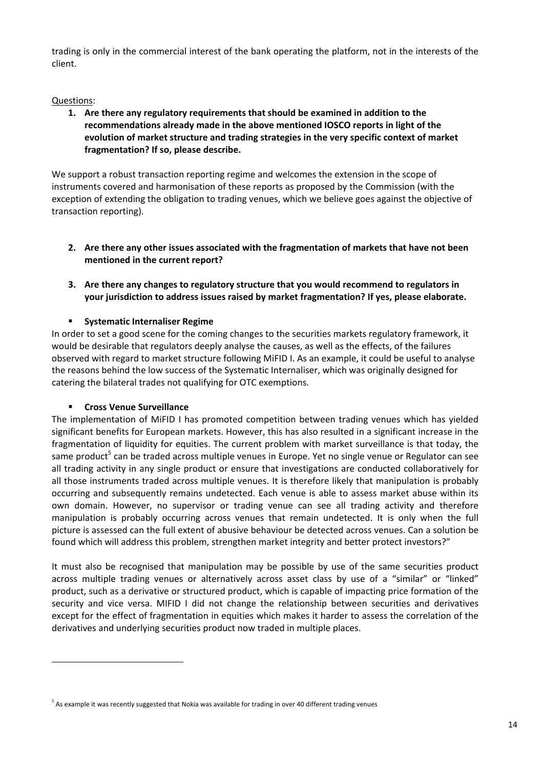trading is only in the commercial interest of the bank operating the platform, not in the interests of the client.

Questions:

1. **Are there any regulatory requirements that should be examined in addition to the recommendations already made in the above mentioned IOSCO reports in light of the evolution of market structure and trading strategies in the very specific context of market fragmentation? If so, please describe.**

We support a robust transaction reporting regime and welcomes the extension in the scope of instruments covered and harmonisation of these reports as proposed by the Commission (with the exception of extending the obligation to trading venues, which we believe goes against the objective of transaction reporting).

2. **Are there any other issues associated with the fragmentation of markets that have not been mentioned in the current report?**

3. **Are there any changes to regulatory structure that you would recommend to regulators in your jurisdiction to address issues raised by market fragmentation? If yes, please elaborate.**

- **Systematic Internaliser Regime**

In order to set a good scene for the coming changes to the securities markets regulatory framework, it would be desirable that regulators deeply analyse the causes, as well as the effects, of the failures observed with regard to market structure following MiFID I. As an example, it could be useful to analyse the reasons behind the low success of the Systematic Internaliser, which was originally designed for catering the bilateral trades not qualifying for OTC exemptions.

- **Cross Venue Surveillance**

The implementation of MiFID I has promoted competition between trading venues which has yielded significant benefits for European markets. However, this has also resulted in a significant increase in the fragmentation of liquidity for equities. The current problem with market surveillance is that today, the same product[5] can be traded across multiple venues in Europe. Yet no single venue or Regulator can see all trading activity in any single product or ensure that investigations are conducted collaboratively for all those instruments traded across multiple venues. It is therefore likely that manipulation is probably occurring and subsequently remains undetected. Each venue is able to assess market abuse within its own domain. However, no supervisor or trading venue can see all trading activity and therefore manipulation is probably occurring across venues that remain undetected. It is only when the full picture is assessed can the full extent of abusive behaviour be detected across venues. Can a solution be found which will address this problem, strengthen market integrity and better protect investors?"

It must also be recognised that manipulation may be possible by use of the same securities product across multiple trading venues or alternatively across asset class by use of a "similar" or "linked" product, such as a derivative or structured product, which is capable of impacting price formation of the security and vice versa. MIFID I did not change the relationship between securities and derivatives except for the effect of fragmentation in equities which makes it harder to assess the correlation of the derivatives and underlying securities product now traded in multiple places.

---

[5] As example it was recently suggested that Nokia was available for trading in over 40 different trading venues